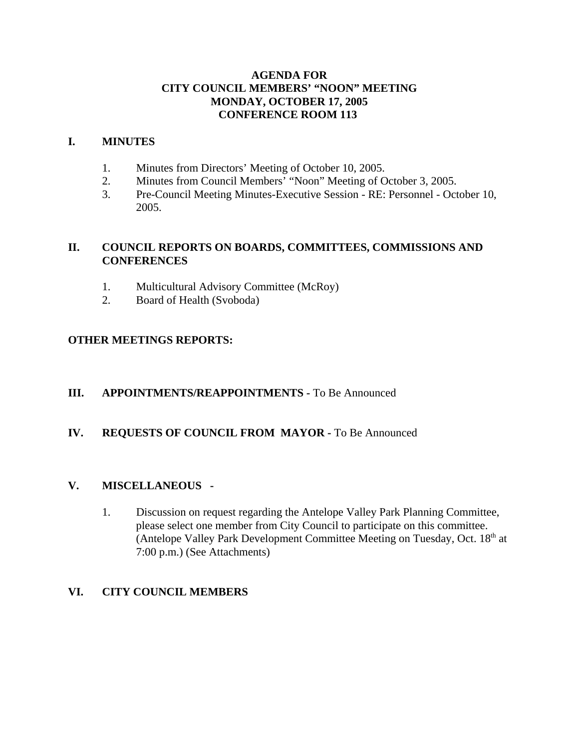# AGENDA FOR
# CITY COUNCIL MEMBERS' "NOON" MEETING
# MONDAY, OCTOBER 17, 2005
# CONFERENCE ROOM 113

## I. MINUTES

1. Minutes from Directors' Meeting of October 10, 2005.
2. Minutes from Council Members' "Noon" Meeting of October 3, 2005.
3. Pre-Council Meeting Minutes-Executive Session - RE: Personnel - October 10, 2005.

## II. COUNCIL REPORTS ON BOARDS, COMMITTEES, COMMISSIONS AND CONFERENCES

1. Multicultural Advisory Committee (McRoy)
2. Board of Health (Svoboda)

## OTHER MEETINGS REPORTS:

## III. APPOINTMENTS/REAPPOINTMENTS - To Be Announced

## IV. REQUESTS OF COUNCIL FROM MAYOR - To Be Announced

## V. MISCELLANEOUS -

1. Discussion on request regarding the Antelope Valley Park Planning Committee, please select one member from City Council to participate on this committee. (Antelope Valley Park Development Committee Meeting on Tuesday, Oct. 18th at 7:00 p.m.) (See Attachments)

## VI. CITY COUNCIL MEMBERS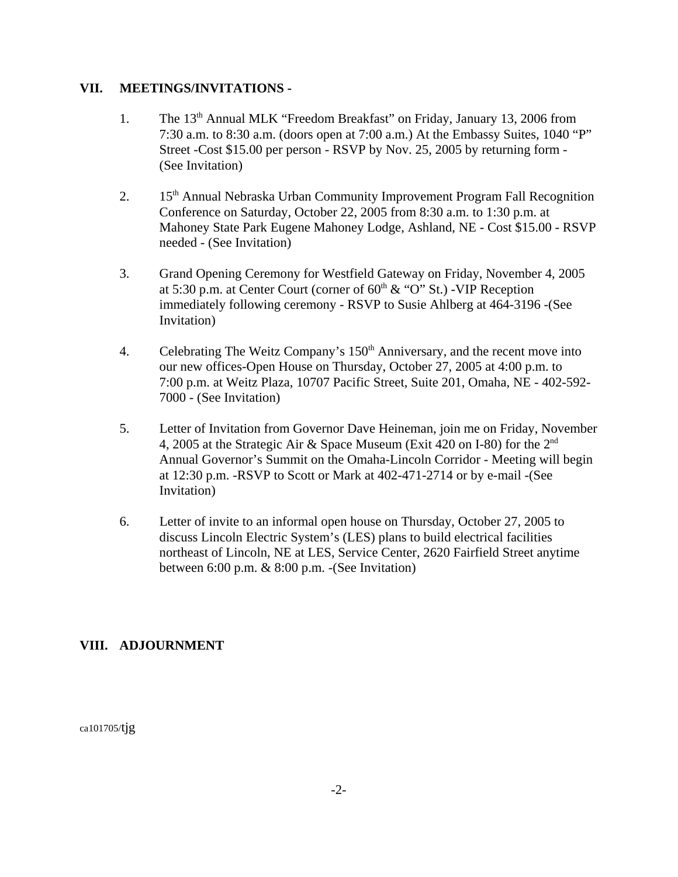## VII. MEETINGS/INVITATIONS -

1. The 13th Annual MLK "Freedom Breakfast" on Friday, January 13, 2006 from 7:30 a.m. to 8:30 a.m. (doors open at 7:00 a.m.) At the Embassy Suites, 1040 "P" Street -Cost $15.00 per person - RSVP by Nov. 25, 2005 by returning form - (See Invitation)

2. 15th Annual Nebraska Urban Community Improvement Program Fall Recognition Conference on Saturday, October 22, 2005 from 8:30 a.m. to 1:30 p.m. at Mahoney State Park Eugene Mahoney Lodge, Ashland, NE - Cost $15.00 - RSVP needed - (See Invitation)

3. Grand Opening Ceremony for Westfield Gateway on Friday, November 4, 2005 at 5:30 p.m. at Center Court (corner of 60th & "O" St.) -VIP Reception immediately following ceremony - RSVP to Susie Ahlberg at 464-3196 -(See Invitation)

4. Celebrating The Weitz Company's 150th Anniversary, and the recent move into our new offices-Open House on Thursday, October 27, 2005 at 4:00 p.m. to 7:00 p.m. at Weitz Plaza, 10707 Pacific Street, Suite 201, Omaha, NE - 402-592-7000 - (See Invitation)

5. Letter of Invitation from Governor Dave Heineman, join me on Friday, November 4, 2005 at the Strategic Air & Space Museum (Exit 420 on I-80) for the 2nd Annual Governor's Summit on the Omaha-Lincoln Corridor - Meeting will begin at 12:30 p.m. -RSVP to Scott or Mark at 402-471-2714 or by e-mail -(See Invitation)

6. Letter of invite to an informal open house on Thursday, October 27, 2005 to discuss Lincoln Electric System's (LES) plans to build electrical facilities northeast of Lincoln, NE at LES, Service Center, 2620 Fairfield Street anytime between 6:00 p.m. & 8:00 p.m. -(See Invitation)

## VIII. ADJOURNMENT

ca101705/tjg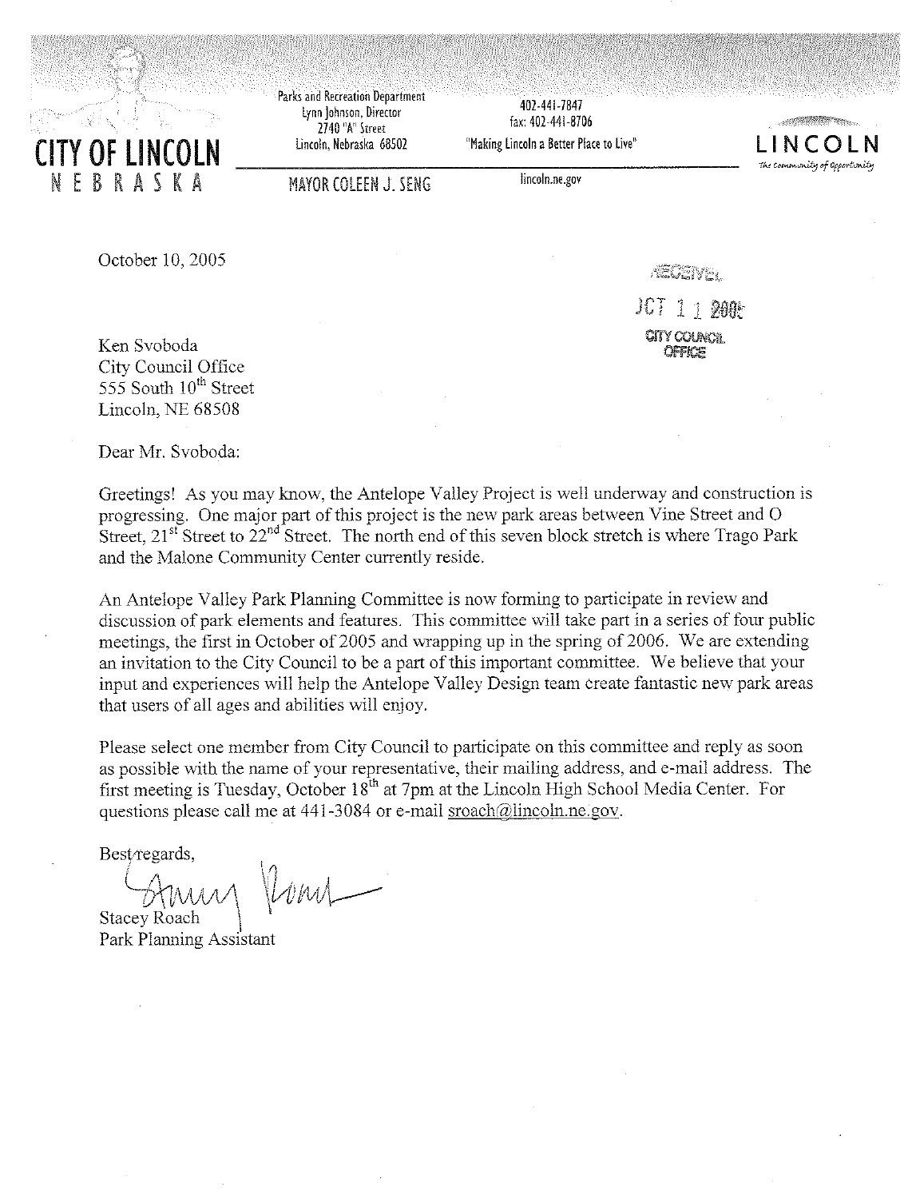**CITY OF LINCOLN**
**NEBRASKA**

Parks and Recreation Department
Lynn Johnson, Director
2740 "A" Street
Lincoln, Nebraska 68502

402-441-7847
fax: 402-441-8706
"Making Lincoln a Better Place to Live"

**LINCOLN**
*The Community of Opportunity*

MAYOR COLEEN J. SENG

lincoln.ne.gov

October 10, 2005

RECEIVED
OCT 11 2005
CITY COUNCIL
OFFICE

Ken Svoboda
City Council Office
555 South 10th Street
Lincoln, NE 68508

Dear Mr. Svoboda:

Greetings! As you may know, the Antelope Valley Project is well underway and construction is progressing. One major part of this project is the new park areas between Vine Street and O Street, 21st Street to 22nd Street. The north end of this seven block stretch is where Trago Park and the Malone Community Center currently reside.

An Antelope Valley Park Planning Committee is now forming to participate in review and discussion of park elements and features. This committee will take part in a series of four public meetings, the first in October of 2005 and wrapping up in the spring of 2006. We are extending an invitation to the City Council to be a part of this important committee. We believe that your input and experiences will help the Antelope Valley Design team create fantastic new park areas that users of all ages and abilities will enjoy.

Please select one member from City Council to participate on this committee and reply as soon as possible with the name of your representative, their mailing address, and e-mail address. The first meeting is Tuesday, October 18th at 7pm at the Lincoln High School Media Center. For questions please call me at 441-3084 or e-mail sroach@lincoln.ne.gov.

Best regards,

Stacey Roach
Park Planning Assistant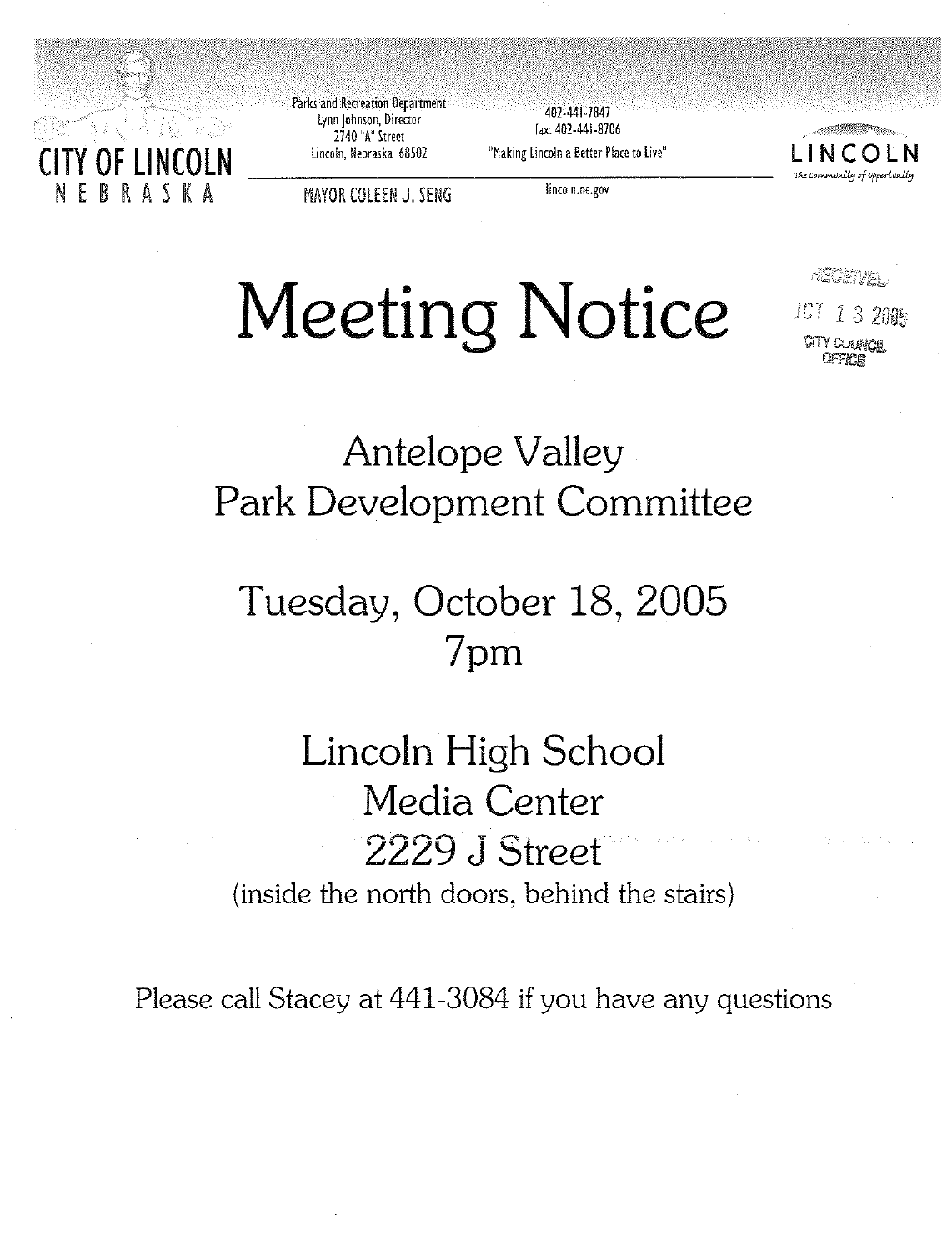CITY OF LINCOLN
NEBRASKA

Parks and Recreation Department
Lynn Johnson, Director
2740 "A" Street
Lincoln, Nebraska 68502

402-441-7847
fax: 402-441-8706
"Making Lincoln a Better Place to Live"

MAYOR COLEEN J. SENG

lincoln.ne.gov

LINCOLN
The Community of Opportunity

# Meeting Notice

RECEIVED
OCT 13 2005
CITY COUNCIL OFFICE

## Antelope Valley
## Park Development Committee

## Tuesday, October 18, 2005
## 7pm

## Lincoln High School
## Media Center
## 2229 J Street

(inside the north doors, behind the stairs)

Please call Stacey at 441-3084 if you have any questions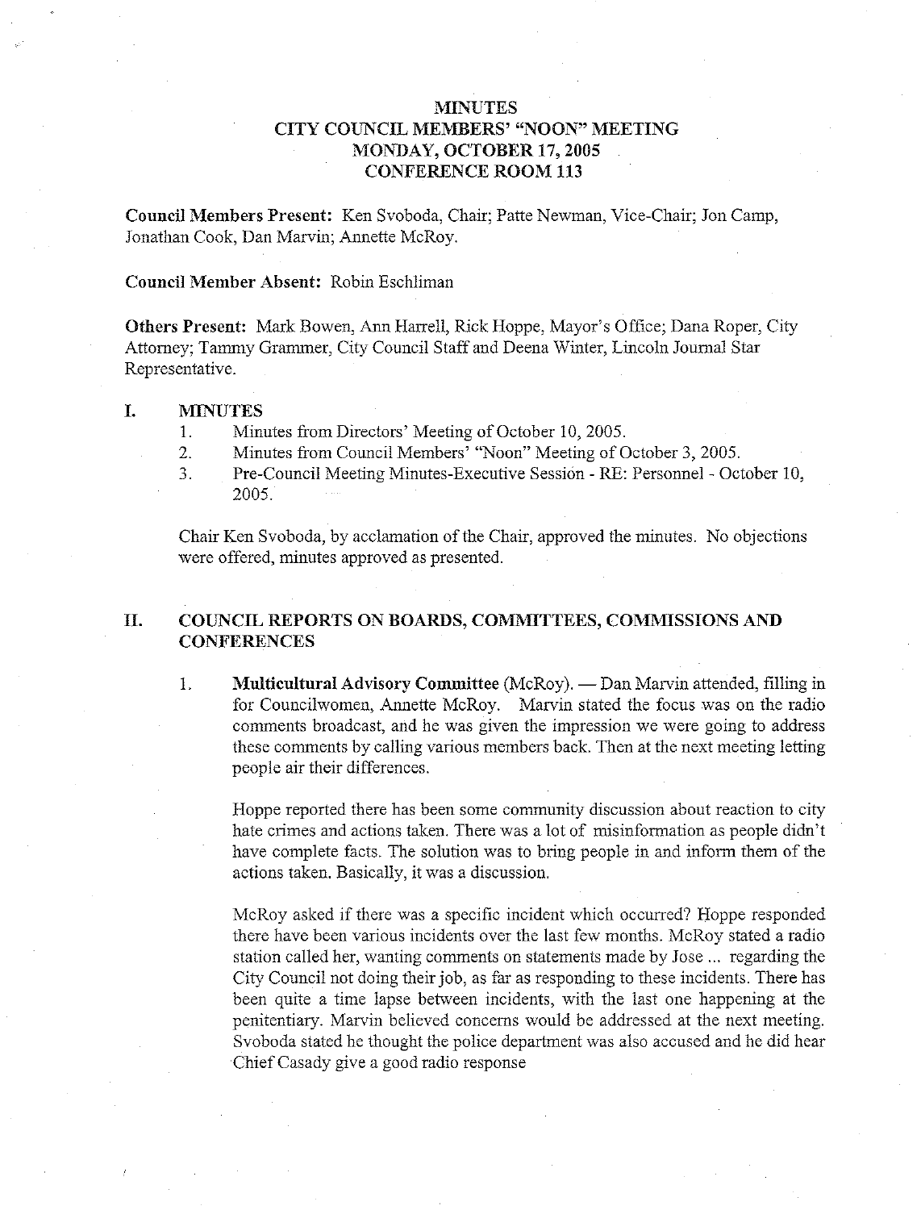# MINUTES
## CITY COUNCIL MEMBERS' "NOON" MEETING
## MONDAY, OCTOBER 17, 2005
## CONFERENCE ROOM 113

**Council Members Present:** Ken Svoboda, Chair; Patte Newman, Vice-Chair; Jon Camp, Jonathan Cook, Dan Marvin; Annette McRoy.

**Council Member Absent:** Robin Eschliman

**Others Present:** Mark Bowen, Ann Harrell, Rick Hoppe, Mayor's Office; Dana Roper, City Attorney; Tammy Grammer, City Council Staff and Deena Winter, Lincoln Journal Star Representative.

## I. MINUTES

1. Minutes from Directors' Meeting of October 10, 2005.
2. Minutes from Council Members' "Noon" Meeting of October 3, 2005.
3. Pre-Council Meeting Minutes-Executive Session - RE: Personnel - October 10, 2005.

Chair Ken Svoboda, by acclamation of the Chair, approved the minutes. No objections were offered, minutes approved as presented.

## II. COUNCIL REPORTS ON BOARDS, COMMITTEES, COMMISSIONS AND CONFERENCES

1. **Multicultural Advisory Committee** (McRoy). — Dan Marvin attended, filling in for Councilwomen, Annette McRoy. Marvin stated the focus was on the radio comments broadcast, and he was given the impression we were going to address these comments by calling various members back. Then at the next meeting letting people air their differences.

   Hoppe reported there has been some community discussion about reaction to city hate crimes and actions taken. There was a lot of misinformation as people didn't have complete facts. The solution was to bring people in and inform them of the actions taken. Basically, it was a discussion.

   McRoy asked if there was a specific incident which occurred? Hoppe responded there have been various incidents over the last few months. McRoy stated a radio station called her, wanting comments on statements made by Jose ... regarding the City Council not doing their job, as far as responding to these incidents. There has been quite a time lapse between incidents, with the last one happening at the penitentiary. Marvin believed concerns would be addressed at the next meeting. Svoboda stated he thought the police department was also accused and he did hear Chief Casady give a good radio response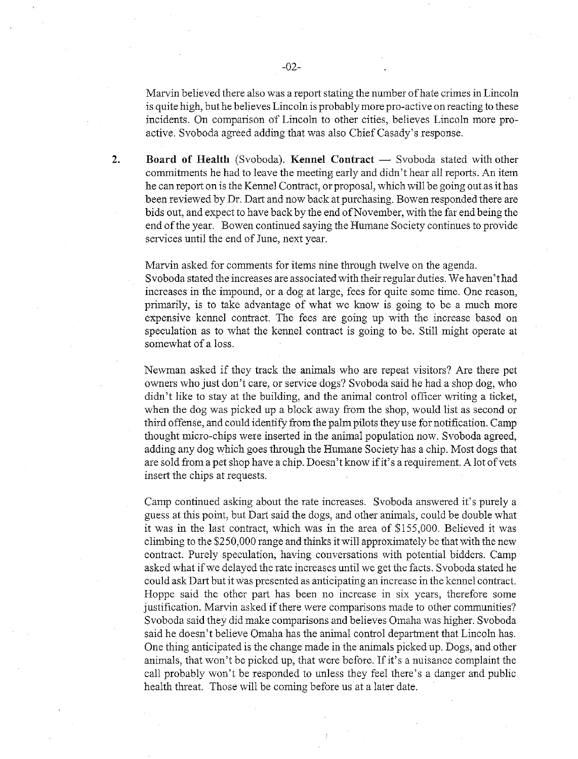Marvin believed there also was a report stating the number of hate crimes in Lincoln is quite high, but he believes Lincoln is probably more pro-active on reacting to these incidents. On comparison of Lincoln to other cities, believes Lincoln more pro-active. Svoboda agreed adding that was also Chief Casady's response.

2. **Board of Health** (Svoboda). **Kennel Contract** — Svoboda stated with other commitments he had to leave the meeting early and didn't hear all reports. An item he can report on is the Kennel Contract, or proposal, which will be going out as it has been reviewed by Dr. Dart and now back at purchasing. Bowen responded there are bids out, and expect to have back by the end of November, with the far end being the end of the year. Bowen continued saying the Humane Society continues to provide services until the end of June, next year.

   Marvin asked for comments for items nine through twelve on the agenda. Svoboda stated the increases are associated with their regular duties. We haven't had increases in the impound, or a dog at large, fees for quite some time. One reason, primarily, is to take advantage of what we know is going to be a much more expensive kennel contract. The fees are going up with the increase based on speculation as to what the kennel contract is going to be. Still might operate at somewhat of a loss.

   Newman asked if they track the animals who are repeat visitors? Are there pet owners who just don't care, or service dogs? Svoboda said he had a shop dog, who didn't like to stay at the building, and the animal control officer writing a ticket, when the dog was picked up a block away from the shop, would list as second or third offense, and could identify from the palm pilots they use for notification. Camp thought micro-chips were inserted in the animal population now. Svoboda agreed, adding any dog which goes through the Humane Society has a chip. Most dogs that are sold from a pet shop have a chip. Doesn't know if it's a requirement. A lot of vets insert the chips at requests.

   Camp continued asking about the rate increases. Svoboda answered it's purely a guess at this point, but Dart said the dogs, and other animals, could be double what it was in the last contract, which was in the area of $155,000. Believed it was climbing to the $250,000 range and thinks it will approximately be that with the new contract. Purely speculation, having conversations with potential bidders. Camp asked what if we delayed the rate increases until we get the facts. Svoboda stated he could ask Dart but it was presented as anticipating an increase in the kennel contract. Hoppe said the other part has been no increase in six years, therefore some justification. Marvin asked if there were comparisons made to other communities? Svoboda said they did make comparisons and believes Omaha was higher. Svoboda said he doesn't believe Omaha has the animal control department that Lincoln has. One thing anticipated is the change made in the animals picked up. Dogs, and other animals, that won't be picked up, that were before. If it's a nuisance complaint the call probably won't be responded to unless they feel there's a danger and public health threat. Those will be coming before us at a later date.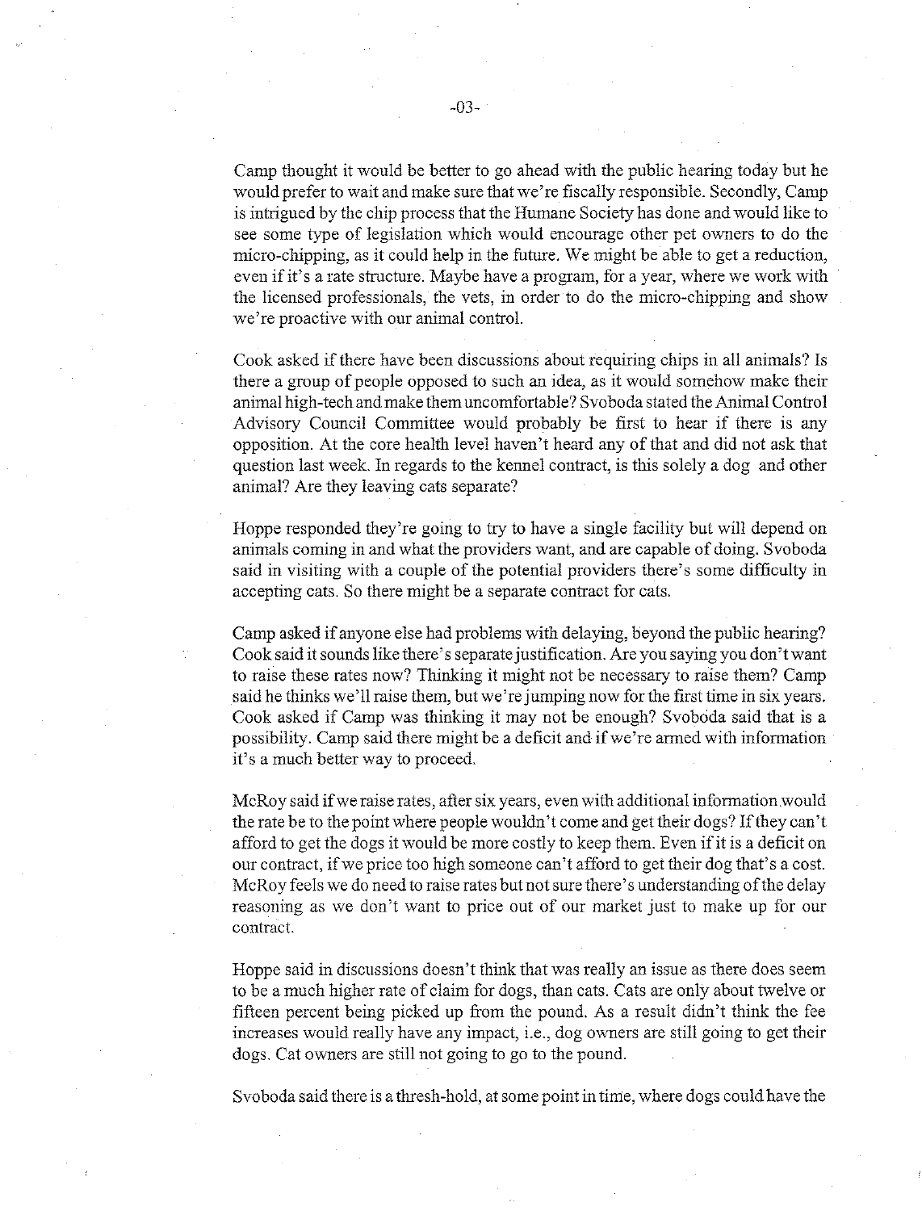Camp thought it would be better to go ahead with the public hearing today but he would prefer to wait and make sure that we're fiscally responsible. Secondly, Camp is intrigued by the chip process that the Humane Society has done and would like to see some type of legislation which would encourage other pet owners to do the micro-chipping, as it could help in the future. We might be able to get a reduction, even if it's a rate structure. Maybe have a program, for a year, where we work with the licensed professionals, the vets, in order to do the micro-chipping and show we're proactive with our animal control.

Cook asked if there have been discussions about requiring chips in all animals? Is there a group of people opposed to such an idea, as it would somehow make their animal high-tech and make them uncomfortable? Svoboda stated the Animal Control Advisory Council Committee would probably be first to hear if there is any opposition. At the core health level haven't heard any of that and did not ask that question last week. In regards to the kennel contract, is this solely a dog and other animal? Are they leaving cats separate?

Hoppe responded they're going to try to have a single facility but will depend on animals coming in and what the providers want, and are capable of doing. Svoboda said in visiting with a couple of the potential providers there's some difficulty in accepting cats. So there might be a separate contract for cats.

Camp asked if anyone else had problems with delaying, beyond the public hearing? Cook said it sounds like there's separate justification. Are you saying you don't want to raise these rates now? Thinking it might not be necessary to raise them? Camp said he thinks we'll raise them, but we're jumping now for the first time in six years. Cook asked if Camp was thinking it may not be enough? Svoboda said that is a possibility. Camp said there might be a deficit and if we're armed with information it's a much better way to proceed.

McRoy said if we raise rates, after six years, even with additional information would the rate be to the point where people wouldn't come and get their dogs? If they can't afford to get the dogs it would be more costly to keep them. Even if it is a deficit on our contract, if we price too high someone can't afford to get their dog that's a cost. McRoy feels we do need to raise rates but not sure there's understanding of the delay reasoning as we don't want to price out of our market just to make up for our contract.

Hoppe said in discussions doesn't think that was really an issue as there does seem to be a much higher rate of claim for dogs, than cats. Cats are only about twelve or fifteen percent being picked up from the pound. As a result didn't think the fee increases would really have any impact, i.e., dog owners are still going to get their dogs. Cat owners are still not going to go to the pound.

Svoboda said there is a thresh-hold, at some point in time, where dogs could have the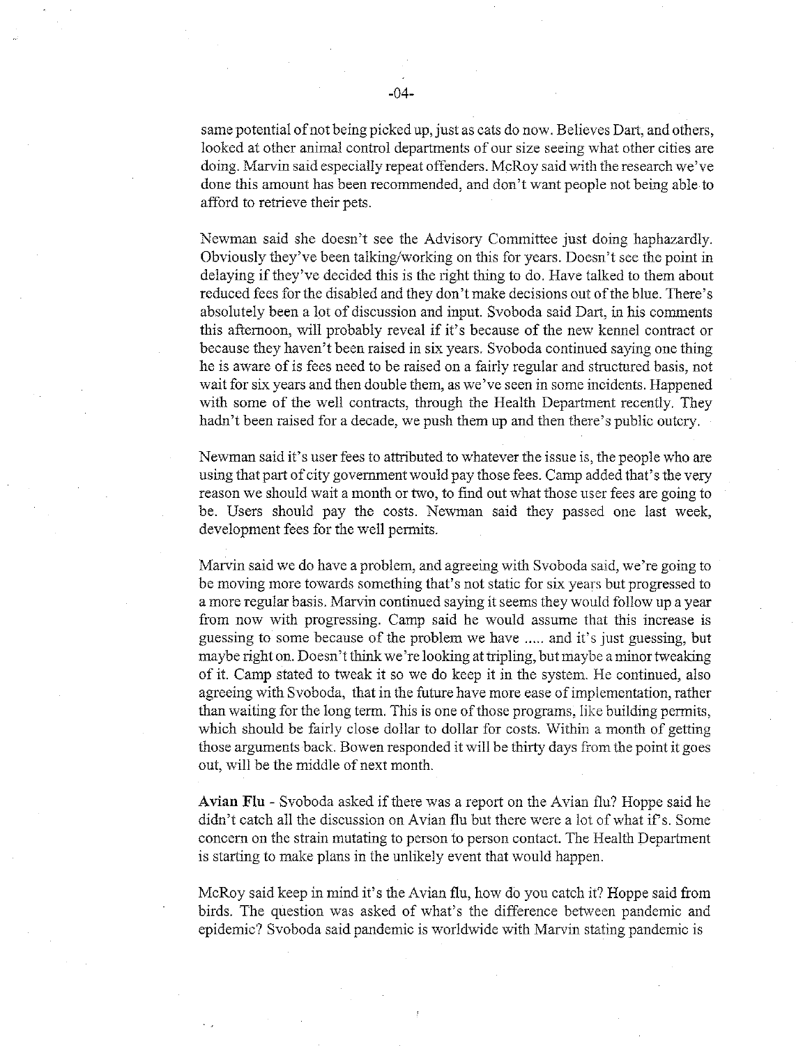same potential of not being picked up, just as cats do now. Believes Dart, and others, looked at other animal control departments of our size seeing what other cities are doing. Marvin said especially repeat offenders. McRoy said with the research we've done this amount has been recommended, and don't want people not being able to afford to retrieve their pets.

Newman said she doesn't see the Advisory Committee just doing haphazardly. Obviously they've been talking/working on this for years. Doesn't see the point in delaying if they've decided this is the right thing to do. Have talked to them about reduced fees for the disabled and they don't make decisions out of the blue. There's absolutely been a lot of discussion and input. Svoboda said Dart, in his comments this afternoon, will probably reveal if it's because of the new kennel contract or because they haven't been raised in six years. Svoboda continued saying one thing he is aware of is fees need to be raised on a fairly regular and structured basis, not wait for six years and then double them, as we've seen in some incidents. Happened with some of the well contracts, through the Health Department recently. They hadn't been raised for a decade, we push them up and then there's public outcry.

Newman said it's user fees to attributed to whatever the issue is, the people who are using that part of city government would pay those fees. Camp added that's the very reason we should wait a month or two, to find out what those user fees are going to be. Users should pay the costs. Newman said they passed one last week, development fees for the well permits.

Marvin said we do have a problem, and agreeing with Svoboda said, we're going to be moving more towards something that's not static for six years but progressed to a more regular basis. Marvin continued saying it seems they would follow up a year from now with progressing. Camp said he would assume that this increase is guessing to some because of the problem we have ..... and it's just guessing, but maybe right on. Doesn't think we're looking at tripling, but maybe a minor tweaking of it. Camp stated to tweak it so we do keep it in the system. He continued, also agreeing with Svoboda, that in the future have more ease of implementation, rather than waiting for the long term. This is one of those programs, like building permits, which should be fairly close dollar to dollar for costs. Within a month of getting those arguments back. Bowen responded it will be thirty days from the point it goes out, will be the middle of next month.

**Avian Flu** - Svoboda asked if there was a report on the Avian flu? Hoppe said he didn't catch all the discussion on Avian flu but there were a lot of what if's. Some concern on the strain mutating to person to person contact. The Health Department is starting to make plans in the unlikely event that would happen.

McRoy said keep in mind it's the Avian flu, how do you catch it? Hoppe said from birds. The question was asked of what's the difference between pandemic and epidemic? Svoboda said pandemic is worldwide with Marvin stating pandemic is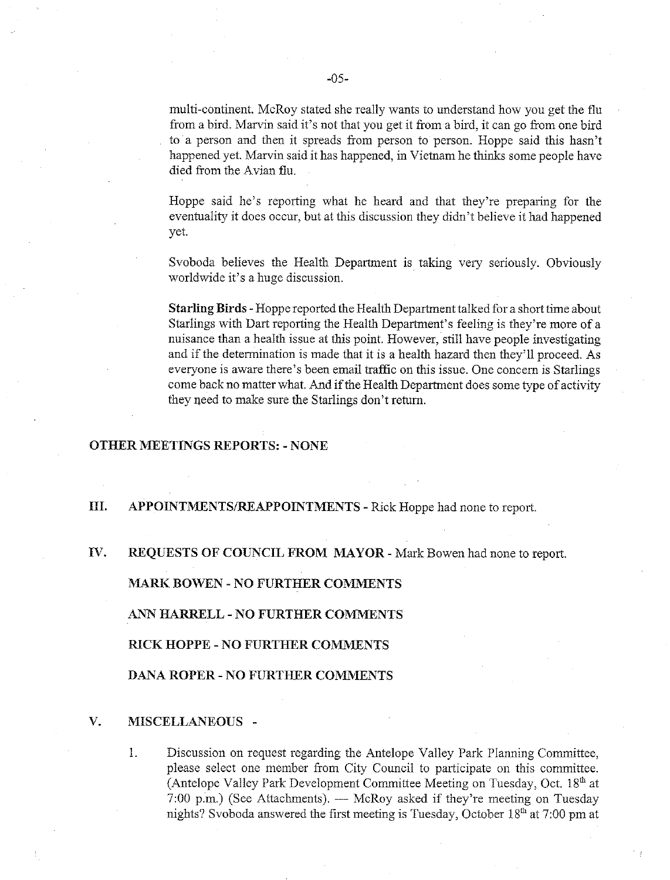multi-continent. McRoy stated she really wants to understand how you get the flu from a bird. Marvin said it's not that you get it from a bird, it can go from one bird to a person and then it spreads from person to person. Hoppe said this hasn't happened yet. Marvin said it has happened, in Vietnam he thinks some people have died from the Avian flu.

Hoppe said he's reporting what he heard and that they're preparing for the eventuality it does occur, but at this discussion they didn't believe it had happened yet.

Svoboda believes the Health Department is taking very seriously. Obviously worldwide it's a huge discussion.

**Starling Birds** - Hoppe reported the Health Department talked for a short time about Starlings with Dart reporting the Health Department's feeling is they're more of a nuisance than a health issue at this point. However, still have people investigating and if the determination is made that it is a health hazard then they'll proceed. As everyone is aware there's been email traffic on this issue. One concern is Starlings come back no matter what. And if the Health Department does some type of activity they need to make sure the Starlings don't return.

**OTHER MEETINGS REPORTS: - NONE**

**III. APPOINTMENTS/REAPPOINTMENTS** - Rick Hoppe had none to report.

**IV. REQUESTS OF COUNCIL FROM MAYOR** - Mark Bowen had none to report.

**MARK BOWEN - NO FURTHER COMMENTS**

**ANN HARRELL - NO FURTHER COMMENTS**

**RICK HOPPE - NO FURTHER COMMENTS**

**DANA ROPER - NO FURTHER COMMENTS**

**V. MISCELLANEOUS -**

1. Discussion on request regarding the Antelope Valley Park Planning Committee, please select one member from City Council to participate on this committee. (Antelope Valley Park Development Committee Meeting on Tuesday, Oct. 18th at 7:00 p.m.) (See Attachments). — McRoy asked if they're meeting on Tuesday nights? Svoboda answered the first meeting is Tuesday, October 18th at 7:00 pm at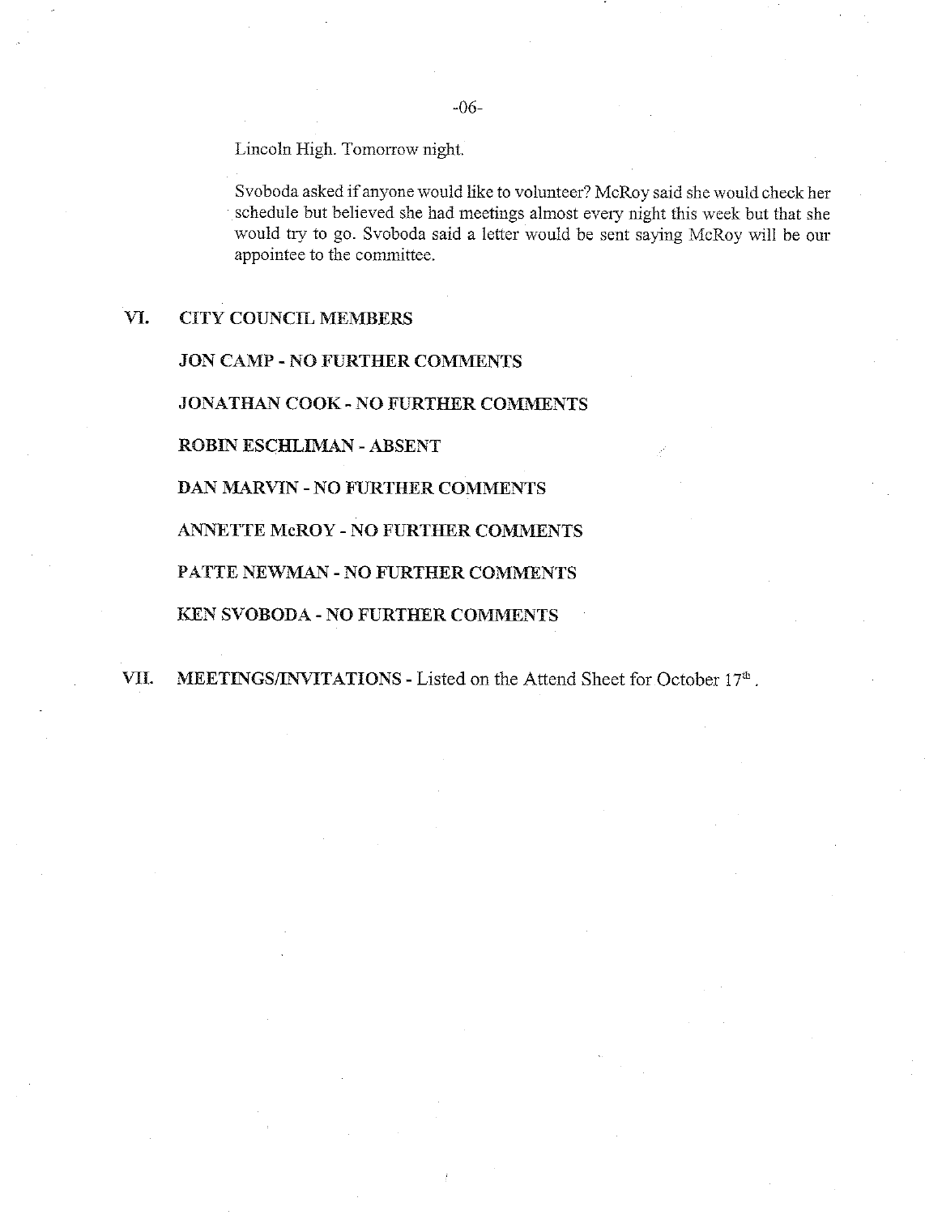Lincoln High. Tomorrow night.

Svoboda asked if anyone would like to volunteer? McRoy said she would check her schedule but believed she had meetings almost every night this week but that she would try to go. Svoboda said a letter would be sent saying McRoy will be our appointee to the committee.

## VI. CITY COUNCIL MEMBERS

**JON CAMP - NO FURTHER COMMENTS**

**JONATHAN COOK - NO FURTHER COMMENTS**

**ROBIN ESCHLIMAN - ABSENT**

**DAN MARVIN - NO FURTHER COMMENTS**

**ANNETTE McROY - NO FURTHER COMMENTS**

**PATTE NEWMAN - NO FURTHER COMMENTS**

**KEN SVOBODA - NO FURTHER COMMENTS**

## VII. MEETINGS/INVITATIONS - Listed on the Attend Sheet for October 17th.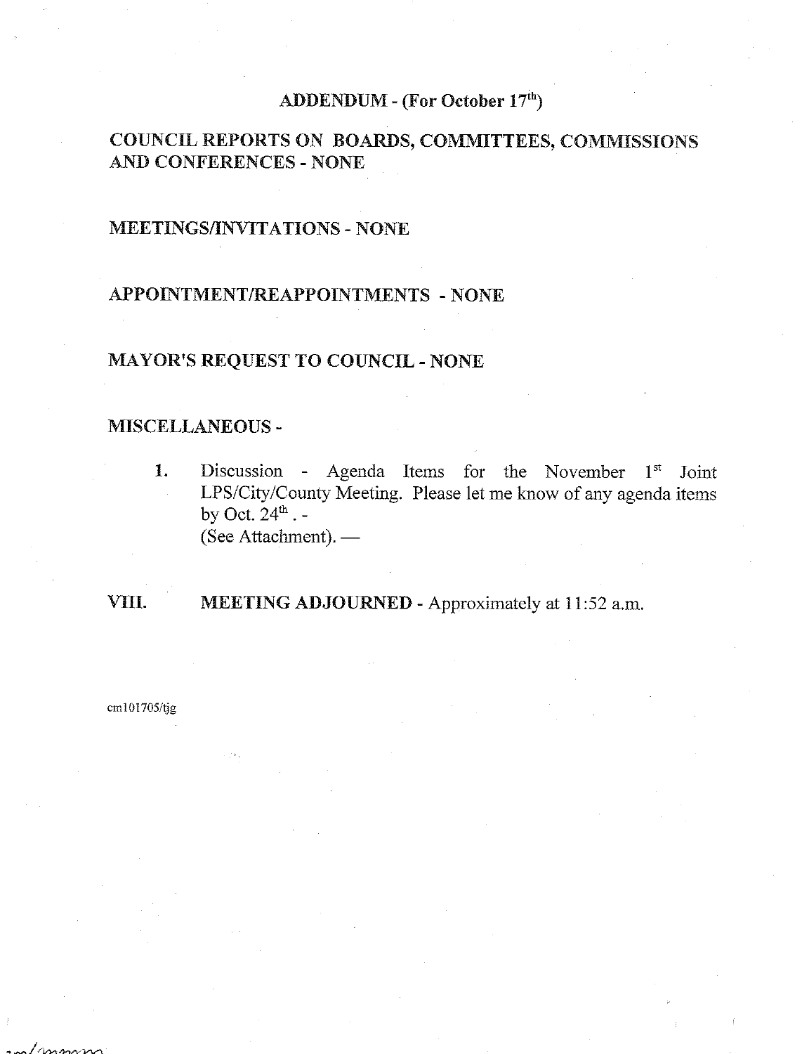**ADDENDUM - (For October 17th)**

**COUNCIL REPORTS ON BOARDS, COMMITTEES, COMMISSIONS AND CONFERENCES - NONE**

**MEETINGS/INVITATIONS - NONE**

**APPOINTMENT/REAPPOINTMENTS - NONE**

**MAYOR'S REQUEST TO COUNCIL - NONE**

**MISCELLANEOUS -**

1. Discussion - Agenda Items for the November 1st Joint LPS/City/County Meeting. Please let me know of any agenda items by Oct. 24th. -
   (See Attachment). —

**VIII. MEETING ADJOURNED** - Approximately at 11:52 a.m.

cm101705/tjg